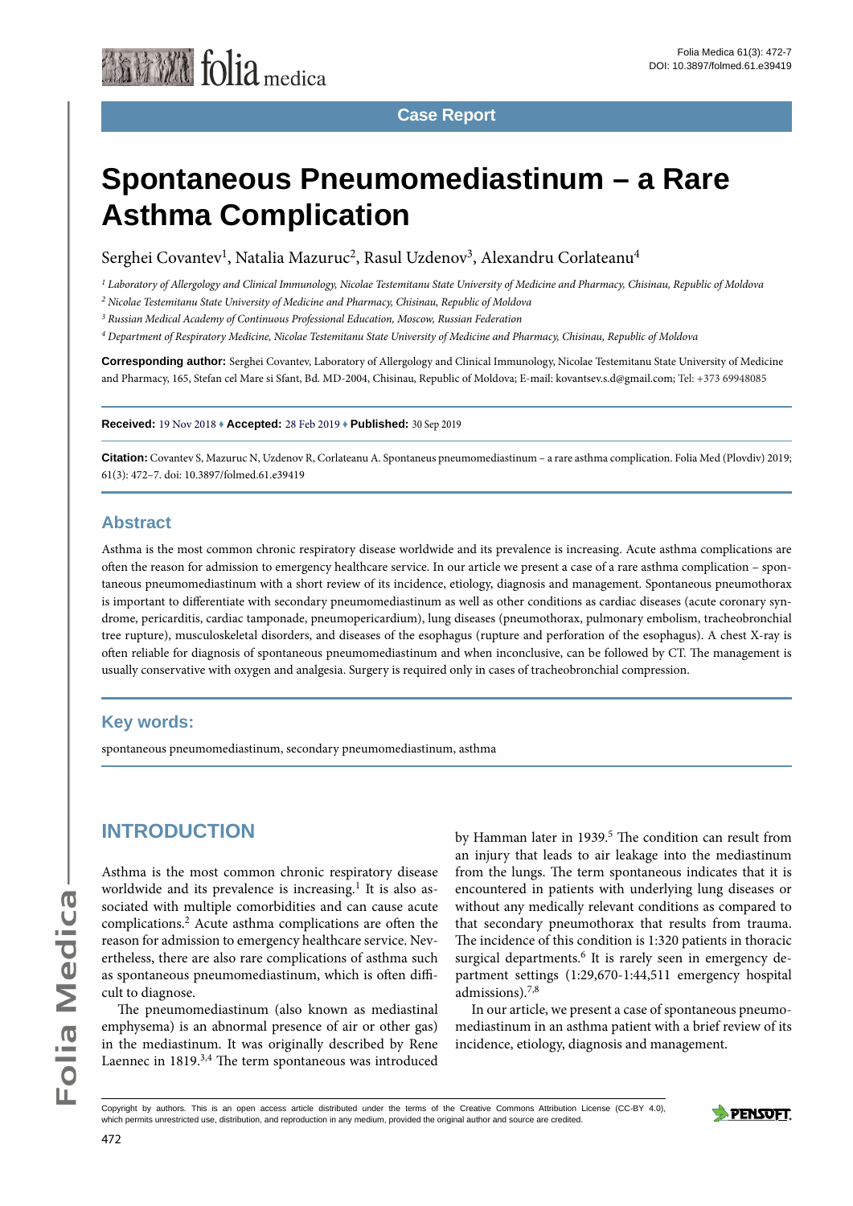Case Report

# Spontaneous Pneumomediastinum – a Rare Asthma Complication

Serghei Covantev[1], Natalia Mazuruc[2], Rasul Uzdenov[3], Alexandru Corlateanu[4]

[1] *Laboratory of Allergology and Clinical Immunology, Nicolae Testemitanu State University of Medicine and Pharmacy, Chisinau, Republic of Moldova*

[2] *Nicolae Testemitanu State University of Medicine and Pharmacy, Chisinau, Republic of Moldova*

[3] *Russian Medical Academy of Continuous Professional Education, Moscow, Russian Federation*

[4] *Department of Respiratory Medicine, Nicolae Testemitanu State University of Medicine and Pharmacy, Chisinau, Republic of Moldova*

**Corresponding author:** Serghei Covantev, Laboratory of Allergology and Clinical Immunology, Nicolae Testemitanu State University of Medicine and Pharmacy, 165, Stefan cel Mare si Sfant, Bd. MD-2004, Chisinau, Republic of Moldova; E-mail: kovantsev.s.d@gmail.com; Tel: +373 69948085

**Received:** 19 Nov 2018 ♦ **Accepted:** 28 Feb 2019 ♦ **Published:** 30 Sep 2019

**Citation:** Covantev S, Mazuruc N, Uzdenov R, Corlateanu A. Spontaneus pneumomediastinum – a rare asthma complication. Folia Med (Plovdiv) 2019; 61(3): 472–7. doi: 10.3897/folmed.61.e39419

## Abstract

Asthma is the most common chronic respiratory disease worldwide and its prevalence is increasing. Acute asthma complications are often the reason for admission to emergency healthcare service. In our article we present a case of a rare asthma complication – spontaneous pneumomediastinum with a short review of its incidence, etiology, diagnosis and management. Spontaneous pneumothorax is important to differentiate with secondary pneumomediastinum as well as other conditions as cardiac diseases (acute coronary syndrome, pericarditis, cardiac tamponade, pneumopericardium), lung diseases (pneumothorax, pulmonary embolism, tracheobronchial tree rupture), musculoskeletal disorders, and diseases of the esophagus (rupture and perforation of the esophagus). A chest X-ray is often reliable for diagnosis of spontaneous pneumomediastinum and when inconclusive, can be followed by CT. The management is usually conservative with oxygen and analgesia. Surgery is required only in cases of tracheobronchial compression.

## Key words:

spontaneous pneumomediastinum, secondary pneumomediastinum, asthma

## INTRODUCTION

Asthma is the most common chronic respiratory disease worldwide and its prevalence is increasing.[1] It is also associated with multiple comorbidities and can cause acute complications.[2] Acute asthma complications are often the reason for admission to emergency healthcare service. Nevertheless, there are also rare complications of asthma such as spontaneous pneumomediastinum, which is often difficult to diagnose.

The pneumomediastinum (also known as mediastinal emphysema) is an abnormal presence of air or other gas) in the mediastinum. It was originally described by Rene Laennec in 1819.[3,4] The term spontaneous was introduced by Hamman later in 1939.[5] The condition can result from an injury that leads to air leakage into the mediastinum from the lungs. The term spontaneous indicates that it is encountered in patients with underlying lung diseases or without any medically relevant conditions as compared to that secondary pneumothorax that results from trauma. The incidence of this condition is 1:320 patients in thoracic surgical departments.[6] It is rarely seen in emergency department settings (1:29,670-1:44,511 emergency hospital admissions).[7,8]

In our article, we present a case of spontaneous pneumomediastinum in an asthma patient with a brief review of its incidence, etiology, diagnosis and management.

Copyright by authors. This is an open access article distributed under the terms of the Creative Commons Attribution License (CC-BY 4.0), which permits unrestricted use, distribution, and reproduction in any medium, provided the original author and source are credited.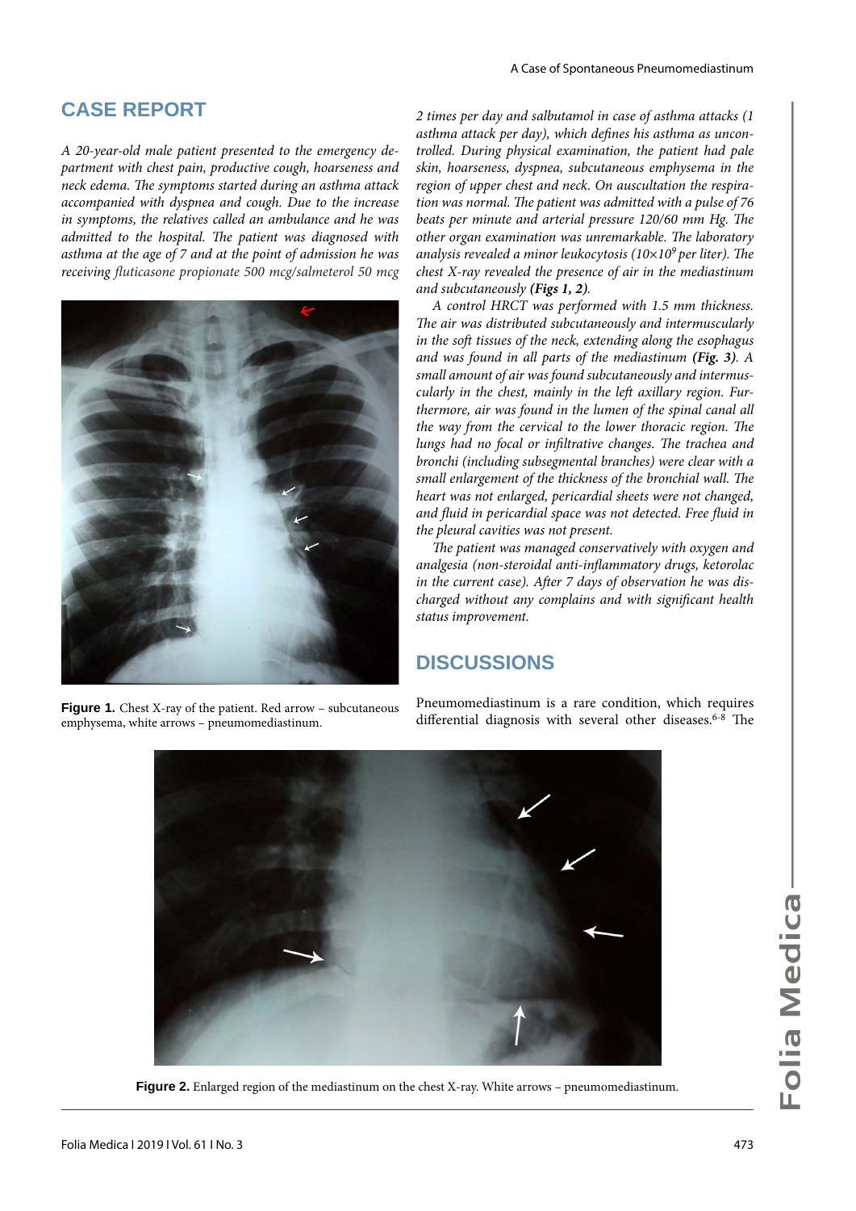## CASE REPORT

*A 20-year-old male patient presented to the emergency department with chest pain, productive cough, hoarseness and neck edema. The symptoms started during an asthma attack accompanied with dyspnea and cough. Due to the increase in symptoms, the relatives called an ambulance and he was admitted to the hospital. The patient was diagnosed with asthma at the age of 7 and at the point of admission he was receiving fluticasone propionate 500 mcg/salmeterol 50 mcg 2 times per day and salbutamol in case of asthma attacks (1 asthma attack per day), which defines his asthma as uncontrolled. During physical examination, the patient had pale skin, hoarseness, dyspnea, subcutaneous emphysema in the region of upper chest and neck. On auscultation the respiration was normal. The patient was admitted with a pulse of 76 beats per minute and arterial pressure 120/60 mm Hg. The other organ examination was unremarkable. The laboratory analysis revealed a minor leukocytosis ($10 \times 10^9$ per liter). The chest X-ray revealed the presence of air in the mediastinum and subcutaneously **(Figs 1, 2)**.*

*A control HRCT was performed with 1.5 mm thickness. The air was distributed subcutaneously and intermuscularly in the soft tissues of the neck, extending along the esophagus and was found in all parts of the mediastinum **(Fig. 3)**. A small amount of air was found subcutaneously and intermuscularly in the chest, mainly in the left axillary region. Furthermore, air was found in the lumen of the spinal canal all the way from the cervical to the lower thoracic region. The lungs had no focal or infiltrative changes. The trachea and bronchi (including subsegmental branches) were clear with a small enlargement of the thickness of the bronchial wall. The heart was not enlarged, pericardial sheets were not changed, and fluid in pericardial space was not detected. Free fluid in the pleural cavities was not present.*

*The patient was managed conservatively with oxygen and analgesia (non-steroidal anti-inflammatory drugs, ketorolac in the current case). After 7 days of observation he was discharged without any complains and with significant health status improvement.*

**Figure 1.** Chest X-ray of the patient. Red arrow – subcutaneous emphysema, white arrows – pneumomediastinum.

## DISCUSSIONS

Pneumomediastinum is a rare condition, which requires differential diagnosis with several other diseases.[6-8] The

**Figure 2.** Enlarged region of the mediastinum on the chest X-ray. White arrows – pneumomediastinum.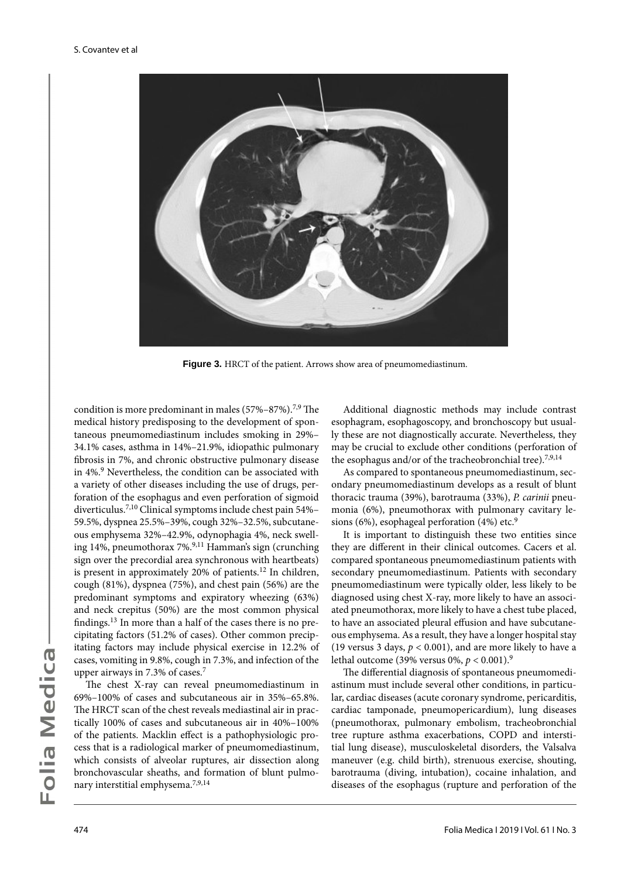**Figure 3.** HRCT of the patient. Arrows show area of pneumomediastinum.

condition is more predominant in males (57%–87%).[7,9] The medical history predisposing to the development of spontaneous pneumomediastinum includes smoking in 29%–34.1% cases, asthma in 14%–21.9%, idiopathic pulmonary fibrosis in 7%, and chronic obstructive pulmonary disease in 4%.[9] Nevertheless, the condition can be associated with a variety of other diseases including the use of drugs, perforation of the esophagus and even perforation of sigmoid diverticulus.[7,10] Clinical symptoms include chest pain 54%–59.5%, dyspnea 25.5%–39%, cough 32%–32.5%, subcutaneous emphysema 32%–42.9%, odynophagia 4%, neck swelling 14%, pneumothorax 7%.[9,11] Hamman's sign (crunching sign over the precordial area synchronous with heartbeats) is present in approximately 20% of patients.[12] In children, cough (81%), dyspnea (75%), and chest pain (56%) are the predominant symptoms and expiratory wheezing (63%) and neck crepitus (50%) are the most common physical findings.[13] In more than a half of the cases there is no precipitating factors (51.2% of cases). Other common precipitating factors may include physical exercise in 12.2% of cases, vomiting in 9.8%, cough in 7.3%, and infection of the upper airways in 7.3% of cases.[7]

The chest X-ray can reveal pneumomediastinum in 69%–100% of cases and subcutaneous air in 35%–65.8%. The HRCT scan of the chest reveals mediastinal air in practically 100% of cases and subcutaneous air in 40%–100% of the patients. Macklin effect is a pathophysiologic process that is a radiological marker of pneumomediastinum, which consists of alveolar ruptures, air dissection along bronchovascular sheaths, and formation of blunt pulmonary interstitial emphysema.[7,9,14]

Additional diagnostic methods may include contrast esophagram, esophagoscopy, and bronchoscopy but usually these are not diagnostically accurate. Nevertheless, they may be crucial to exclude other conditions (perforation of the esophagus and/or of the tracheobronchial tree).[7,9,14]

As compared to spontaneous pneumomediastinum, secondary pneumomediastinum develops as a result of blunt thoracic trauma (39%), barotrauma (33%), *P. carinii* pneumonia (6%), pneumothorax with pulmonary cavitary lesions (6%), esophageal perforation (4%) etc.[9]

It is important to distinguish these two entities since they are different in their clinical outcomes. Cacers et al. compared spontaneous pneumomediastinum patients with secondary pneumomediastinum. Patients with secondary pneumomediastinum were typically older, less likely to be diagnosed using chest X-ray, more likely to have an associated pneumothorax, more likely to have a chest tube placed, to have an associated pleural effusion and have subcutaneous emphysema. As a result, they have a longer hospital stay (19 versus 3 days, $p < 0.001$), and are more likely to have a lethal outcome (39% versus 0%, $p < 0.001$).[9]

The differential diagnosis of spontaneous pneumomediastinum must include several other conditions, in particular, cardiac diseases (acute coronary syndrome, pericarditis, cardiac tamponade, pneumopericardium), lung diseases (pneumothorax, pulmonary embolism, tracheobronchial tree rupture asthma exacerbations, COPD and interstitial lung disease), musculoskeletal disorders, the Valsalva maneuver (e.g. child birth), strenuous exercise, shouting, barotrauma (diving, intubation), cocaine inhalation, and diseases of the esophagus (rupture and perforation of the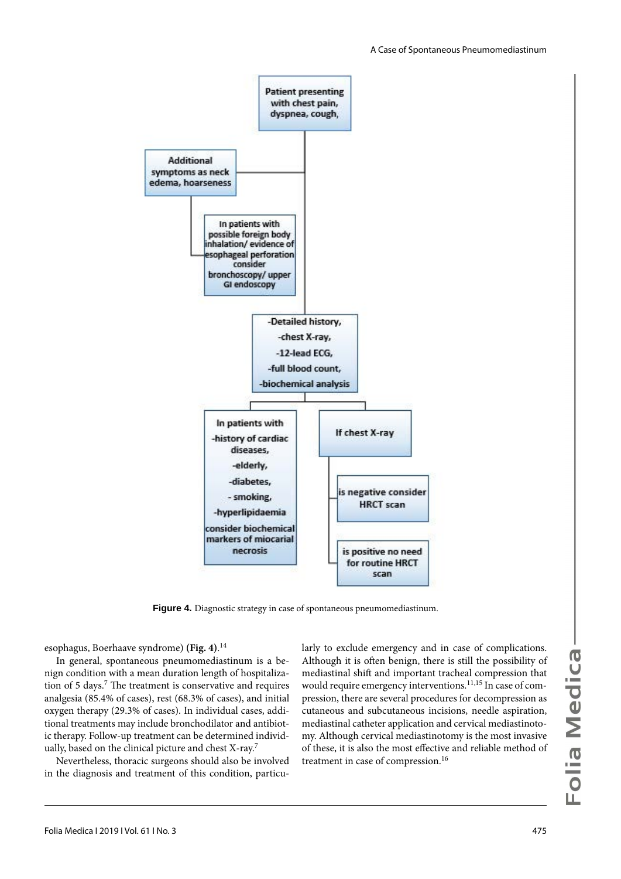**Figure 4.** Diagnostic strategy in case of spontaneous pneumomediastinum.

esophagus, Boerhaave syndrome) **(Fig. 4)**.[14]

In general, spontaneous pneumomediastinum is a benign condition with a mean duration length of hospitalization of 5 days.[7] The treatment is conservative and requires analgesia (85.4% of cases), rest (68.3% of cases), and initial oxygen therapy (29.3% of cases). In individual cases, additional treatments may include bronchodilator and antibiotic therapy. Follow-up treatment can be determined individually, based on the clinical picture and chest X-ray.[7]

Nevertheless, thoracic surgeons should also be involved in the diagnosis and treatment of this condition, particularly to exclude emergency and in case of complications. Although it is often benign, there is still the possibility of mediastinal shift and important tracheal compression that would require emergency interventions.[11,15] In case of compression, there are several procedures for decompression as cutaneous and subcutaneous incisions, needle aspiration, mediastinal catheter application and cervical mediastinotomy. Although cervical mediastinotomy is the most invasive of these, it is also the most effective and reliable method of treatment in case of compression.[16]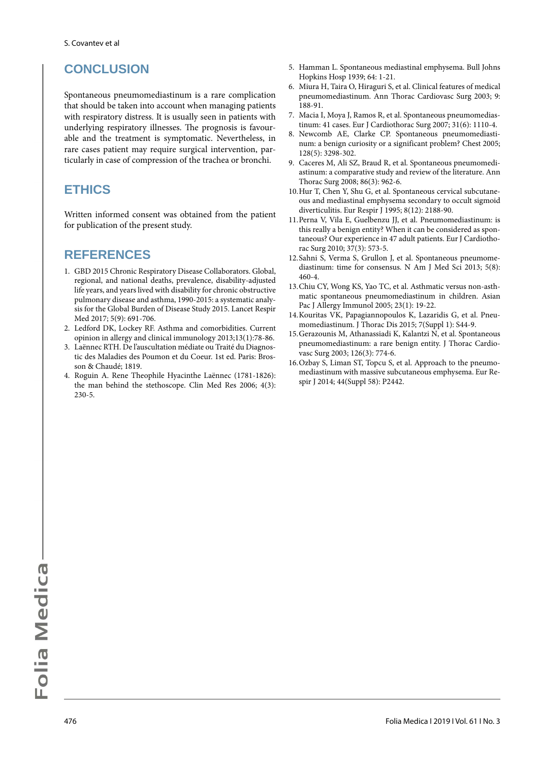## CONCLUSION

Spontaneous pneumomediastinum is a rare complication that should be taken into account when managing patients with respiratory distress. It is usually seen in patients with underlying respiratory illnesses. The prognosis is favourable and the treatment is symptomatic. Nevertheless, in rare cases patient may require surgical intervention, particularly in case of compression of the trachea or bronchi.

## ETHICS

Written informed consent was obtained from the patient for publication of the present study.

## REFERENCES

1. GBD 2015 Chronic Respiratory Disease Collaborators. Global, regional, and national deaths, prevalence, disability-adjusted life years, and years lived with disability for chronic obstructive pulmonary disease and asthma, 1990-2015: a systematic analysis for the Global Burden of Disease Study 2015. Lancet Respir Med 2017; 5(9): 691-706.
2. Ledford DK, Lockey RF. Asthma and comorbidities. Current opinion in allergy and clinical immunology 2013;13(1):78-86.
3. Laënnec RTH. De l'auscultation médiate ou Traité du Diagnostic des Maladies des Poumon et du Coeur. 1st ed. Paris: Brosson & Chaudé; 1819.
4. Roguin A. Rene Theophile Hyacinthe Laënnec (1781-1826): the man behind the stethoscope. Clin Med Res 2006; 4(3): 230-5.
5. Hamman L. Spontaneous mediastinal emphysema. Bull Johns Hopkins Hosp 1939; 64: 1-21.
6. Miura H, Taira O, Hiraguri S, et al. Clinical features of medical pneumomediastinum. Ann Thorac Cardiovasc Surg 2003; 9: 188-91.
7. Macia I, Moya J, Ramos R, et al. Spontaneous pneumomediastinum: 41 cases. Eur J Cardiothorac Surg 2007; 31(6): 1110-4.
8. Newcomb AE, Clarke CP. Spontaneous pneumomediastinum: a benign curiosity or a significant problem? Chest 2005; 128(5): 3298-302.
9. Caceres M, Ali SZ, Braud R, et al. Spontaneous pneumomediastinum: a comparative study and review of the literature. Ann Thorac Surg 2008; 86(3): 962-6.
10. Hur T, Chen Y, Shu G, et al. Spontaneous cervical subcutaneous and mediastinal emphysema secondary to occult sigmoid diverticulitis. Eur Respir J 1995; 8(12): 2188-90.
11. Perna V, Vila E, Guelbenzu JJ, et al. Pneumomediastinum: is this really a benign entity? When it can be considered as spontaneous? Our experience in 47 adult patients. Eur J Cardiothorac Surg 2010; 37(3): 573-5.
12. Sahni S, Verma S, Grullon J, et al. Spontaneous pneumomediastinum: time for consensus. N Am J Med Sci 2013; 5(8): 460-4.
13. Chiu CY, Wong KS, Yao TC, et al. Asthmatic versus non-asthmatic spontaneous pneumomediastinum in children. Asian Pac J Allergy Immunol 2005; 23(1): 19-22.
14. Kouritas VK, Papagiannopoulos K, Lazaridis G, et al. Pneumomediastinum. J Thorac Dis 2015; 7(Suppl 1): S44-9.
15. Gerazounis M, Athanassiadi K, Kalantzi N, et al. Spontaneous pneumomediastinum: a rare benign entity. J Thorac Cardiovasc Surg 2003; 126(3): 774-6.
16. Ozbay S, Liman ST, Topcu S, et al. Approach to the pneumomediastinum with massive subcutaneous emphysema. Eur Respir J 2014; 44(Suppl 58): P2442.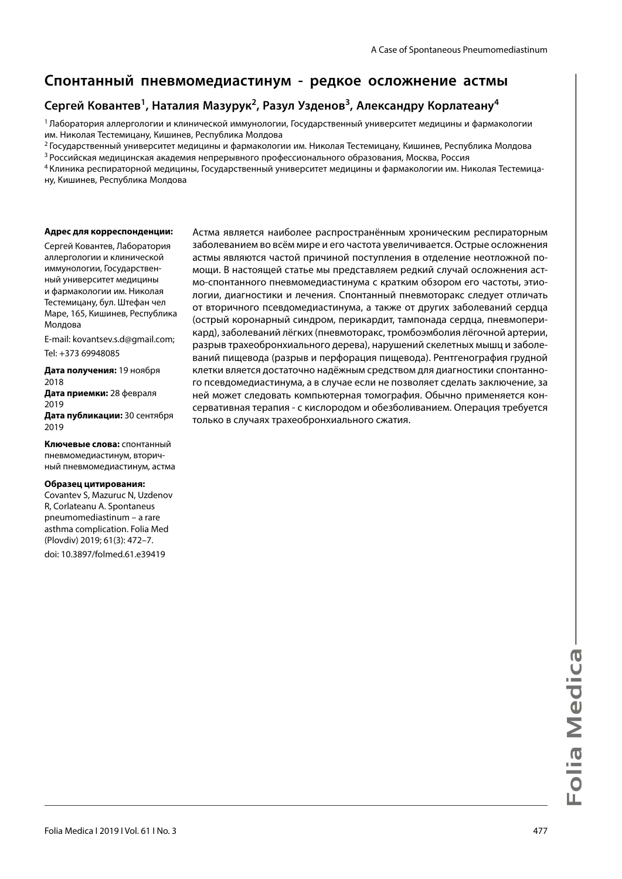# Спонтанный пневмомедиастинум - редкое осложнение астмы

## Сергей Ковантев[1], Наталия Мазурук[2], Разул Узденов[3], Александру Корлатеану[4]

[1] Лаборатория аллергологии и клинической иммунологии, Государственный университет медицины и фармакологии им. Николая Тестемицану, Кишинев, Республика Молдова

[2] Государственный университет медицины и фармакологии им. Николая Тестемицану, Кишинев, Республика Молдова

[3] Российская медицинская академия непрерывного профессионального образования, Москва, Россия

[4] Клиника респираторной медицины, Государственный университет медицины и фармакологии им. Николая Тестемицану, Кишинев, Республика Молдова

**Адрес для корреспонденции:**

Сергей Ковантев, Лаборатория аллергологии и клинической иммунологии, Государственный университет медицины и фармакологии им. Николая Тестемицану, бул. Штефан чел Маре, 165, Кишинев, Республика Молдова

E-mail: kovantsev.s.d@gmail.com;

Tel: +373 69948085

**Дата получения:** 19 ноября 2018

**Дата приемки:** 28 февраля 2019

**Дата публикации:** 30 сентября 2019

**Ключевые слова:** спонтанный пневмомедиастинум, вторичный пневмомедиастинум, астма

**Образец цитирования:**

Covantev S, Mazuruc N, Uzdenov R, Corlateanu A. Spontaneus pneumomediastinum – a rare asthma complication. Folia Med (Plovdiv) 2019; 61(3): 472–7.

doi: 10.3897/folmed.61.e39419

Астма является наиболее распространённым хроническим респираторным заболеванием во всём мире и его частота увеличивается. Острые осложнения астмы являются частой причиной поступления в отделение неотложной помощи. В настоящей статье мы представляем редкий случай осложнения астмо-спонтанного пневмомедиастинума с кратким обзором его частоты, этиологии, диагностики и лечения. Спонтанный пневмоторакс следует отличать от вторичного псевдомедиастинума, а также от других заболеваний сердца (острый коронарный синдром, перикардит, тампонада сердца, пневмоперикард), заболеваний лёгких (пневмоторакс, тромбоэмболия лёгочной артерии, разрыв трахеобронхиального дерева), нарушений скелетных мышц и заболеваний пищевода (разрыв и перфорация пищевода). Рентгенография грудной клетки вляется достаточно надёжным средством для диагностики спонтанного псевдомедиастинума, а в случае если не позволяет сделать заключение, за ней может следовать компьютерная томография. Обычно применяется консервативная терапия - с кислородом и обезболиванием. Операция требуется только в случаях трахеобронхиального сжатия.